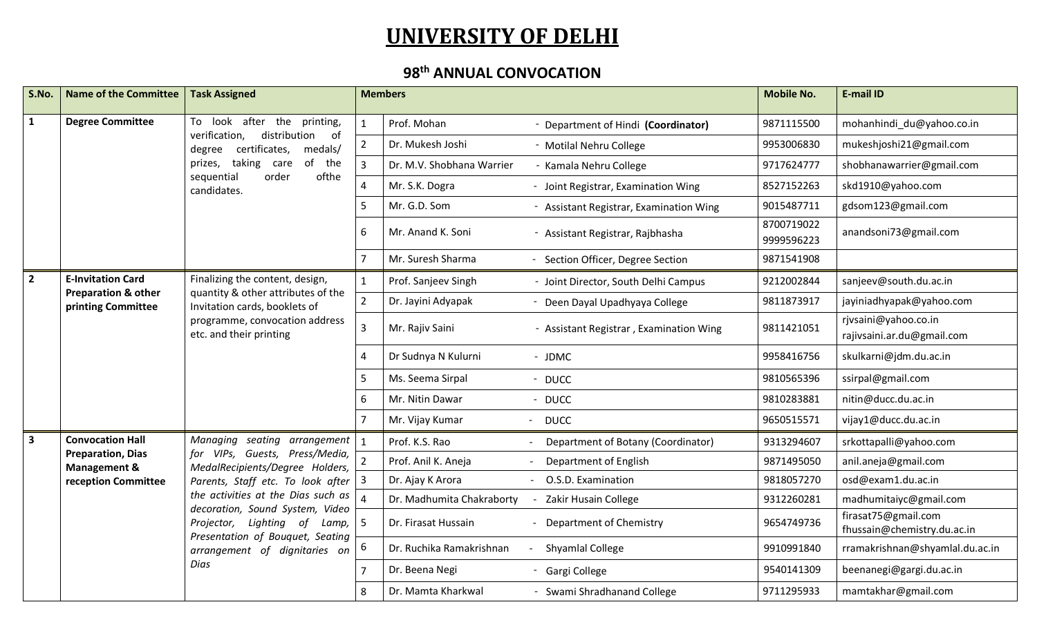# UNIVERSITY OF DELHI

## 98th ANNUAL CONVOCATION

| S.No. | Name of the Committee | Task Assigned | Members | | | Mobile No. | E-mail ID |
|---|---|---|---|---|---|---|---|
| 1 | **Degree Committee** | To look after the printing, verification, distribution of degree certificates, medals/ prizes, taking care of the sequential order ofthe candidates. | 1 | Prof. Mohan | - Department of Hindi **(Coordinator)** | 9871115500 | mohanhindi_du@yahoo.co.in |
| | | | 2 | Dr. Mukesh Joshi | - Motilal Nehru College | 9953006830 | mukeshjoshi21@gmail.com |
| | | | 3 | Dr. M.V. Shobhana Warrier | - Kamala Nehru College | 9717624777 | shobhanawarrier@gmail.com |
| | | | 4 | Mr. S.K. Dogra | - Joint Registrar, Examination Wing | 8527152263 | skd1910@yahoo.com |
| | | | 5 | Mr. G.D. Som | - Assistant Registrar, Examination Wing | 9015487711 | gdsom123@gmail.com |
| | | | 6 | Mr. Anand K. Soni | - Assistant Registrar, Rajbhasha | 8700719022 9999596223 | anandsoni73@gmail.com |
| | | | 7 | Mr. Suresh Sharma | - Section Officer, Degree Section | 9871541908 | |
| 2 | **E-Invitation Card Preparation & other printing Committee** | Finalizing the content, design, quantity & other attributes of the Invitation cards, booklets of programme, convocation address etc. and their printing | 1 | Prof. Sanjeev Singh | - Joint Director, South Delhi Campus | 9212002844 | sanjeev@south.du.ac.in |
| | | | 2 | Dr. Jayini Adyapak | - Deen Dayal Upadhyaya College | 9811873917 | jayiniadhyapak@yahoo.com |
| | | | 3 | Mr. Rajiv Saini | - Assistant Registrar , Examination Wing | 9811421051 | rjvsaini@yahoo.co.in rajivsaini.ar.du@gmail.com |
| | | | 4 | Dr Sudnya N Kulurni | - JDMC | 9958416756 | skulkarni@jdm.du.ac.in |
| | | | 5 | Ms. Seema Sirpal | - DUCC | 9810565396 | ssirpal@gmail.com |
| | | | 6 | Mr. Nitin Dawar | - DUCC | 9810283881 | nitin@ducc.du.ac.in |
| | | | 7 | Mr. Vijay Kumar | - DUCC | 9650515571 | vijay1@ducc.du.ac.in |
| 3 | **Convocation Hall Preparation, Dias Management & reception Committee** | *Managing seating arrangement for VIPs, Guests, Press/Media, MedalRecipients/Degree Holders, Parents, Staff etc. To look after the activities at the Dias such as decoration, Sound System, Video Projector, Lighting of Lamp, Presentation of Bouquet, Seating arrangement of dignitaries on Dias* | 1 | Prof. K.S. Rao | - Department of Botany (Coordinator) | 9313294607 | srkottapalli@yahoo.com |
| | | | 2 | Prof. Anil K. Aneja | - Department of English | 9871495050 | anil.aneja@gmail.com |
| | | | 3 | Dr. Ajay K Arora | - O.S.D. Examination | 9818057270 | osd@exam1.du.ac.in |
| | | | 4 | Dr. Madhumita Chakraborty | - Zakir Husain College | 9312260281 | madhumitaiyc@gmail.com |
| | | | 5 | Dr. Firasat Hussain | - Department of Chemistry | 9654749736 | firasat75@gmail.com fhussain@chemistry.du.ac.in |
| | | | 6 | Dr. Ruchika Ramakrishnan | - Shyamlal College | 9910991840 | rramakrishnan@shyamlal.du.ac.in |
| | | | 7 | Dr. Beena Negi | - Gargi College | 9540141309 | beenanegi@gargi.du.ac.in |
| | | | 8 | Dr. Mamta Kharkwal | - Swami Shradhanand College | 9711295933 | mamtakhar@gmail.com |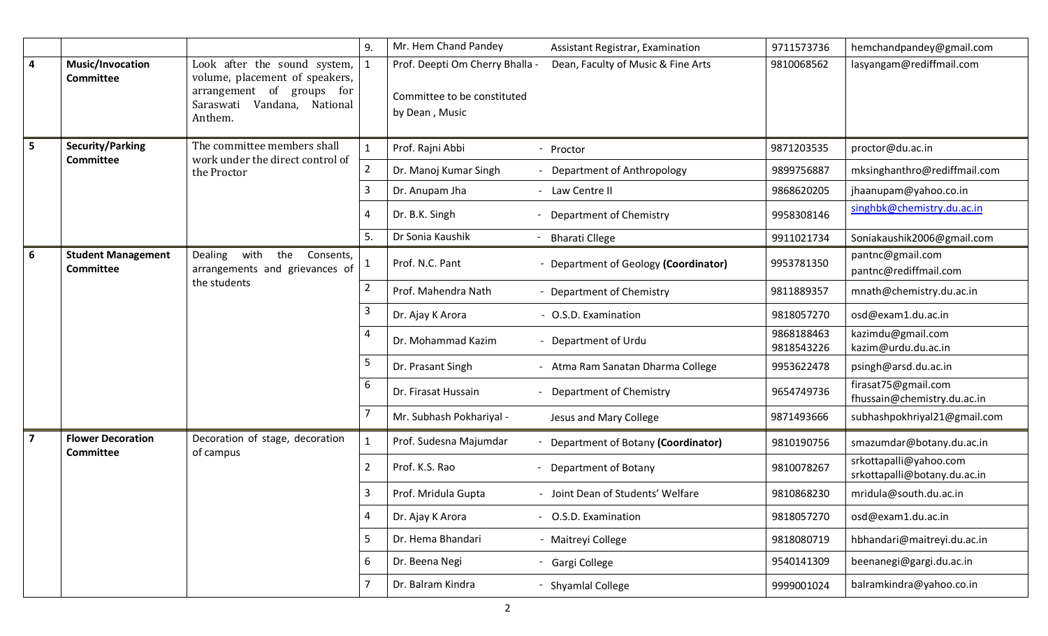| | | | | | | | |
|---|---|---|---|---|---|---|---|
| | | | 9. | Mr. Hem Chand Pandey | Assistant Registrar, Examination | 9711573736 | hemchandpandey@gmail.com |
| **4** | **Music/Invocation Committee** | Look after the sound system, volume, placement of speakers, arrangement of groups for Saraswati Vandana, National Anthem. | 1 | Prof. Deepti Om Cherry Bhalla - Committee to be constituted by Dean , Music | Dean, Faculty of Music & Fine Arts | 9810068562 | lasyangam@rediffmail.com |
| **5** | **Security/Parking Committee** | The committee members shall work under the direct control of the Proctor | 1 | Prof. Rajni Abbi | - Proctor | 9871203535 | proctor@du.ac.in |
| | | | 2 | Dr. Manoj Kumar Singh | - Department of Anthropology | 9899756887 | mksinghanthro@rediffmail.com |
| | | | 3 | Dr. Anupam Jha | - Law Centre II | 9868620205 | jhaanupam@yahoo.co.in |
| | | | 4 | Dr. B.K. Singh | - Department of Chemistry | 9958308146 | singhbk@chemistry.du.ac.in |
| | | | 5. | Dr Sonia Kaushik | - Bharati Cllege | 9911021734 | Soniakaushik2006@gmail.com |
| **6** | **Student Management Committee** | Dealing with the Consents, arrangements and grievances of the students | 1 | Prof. N.C. Pant | - Department of Geology **(Coordinator)** | 9953781350 | pantnc@gmail.com pantnc@rediffmail.com |
| | | | 2 | Prof. Mahendra Nath | - Department of Chemistry | 9811889357 | mnath@chemistry.du.ac.in |
| | | | 3 | Dr. Ajay K Arora | - O.S.D. Examination | 9818057270 | osd@exam1.du.ac.in |
| | | | 4 | Dr. Mohammad Kazim | - Department of Urdu | 9868188463 9818543226 | kazimdu@gmail.com kazim@urdu.du.ac.in |
| | | | 5 | Dr. Prasant Singh | - Atma Ram Sanatan Dharma College | 9953622478 | psingh@arsd.du.ac.in |
| | | | 6 | Dr. Firasat Hussain | - Department of Chemistry | 9654749736 | firasat75@gmail.com fhussain@chemistry.du.ac.in |
| | | | 7 | Mr. Subhash Pokhariyal - | Jesus and Mary College | 9871493666 | subhashpokhriyal21@gmail.com |
| **7** | **Flower Decoration Committee** | Decoration of stage, decoration of campus | 1 | Prof. Sudesna Majumdar | - Department of Botany **(Coordinator)** | 9810190756 | smazumdar@botany.du.ac.in |
| | | | 2 | Prof. K.S. Rao | - Department of Botany | 9810078267 | srkottapalli@yahoo.com srkottapalli@botany.du.ac.in |
| | | | 3 | Prof. Mridula Gupta | - Joint Dean of Students' Welfare | 9810868230 | mridula@south.du.ac.in |
| | | | 4 | Dr. Ajay K Arora | - O.S.D. Examination | 9818057270 | osd@exam1.du.ac.in |
| | | | 5 | Dr. Hema Bhandari | - Maitreyi College | 9818080719 | hbhandari@maitreyi.du.ac.in |
| | | | 6 | Dr. Beena Negi | - Gargi College | 9540141309 | beenanegi@gargi.du.ac.in |
| | | | 7 | Dr. Balram Kindra | - Shyamlal College | 9999001024 | balramkindra@yahoo.co.in |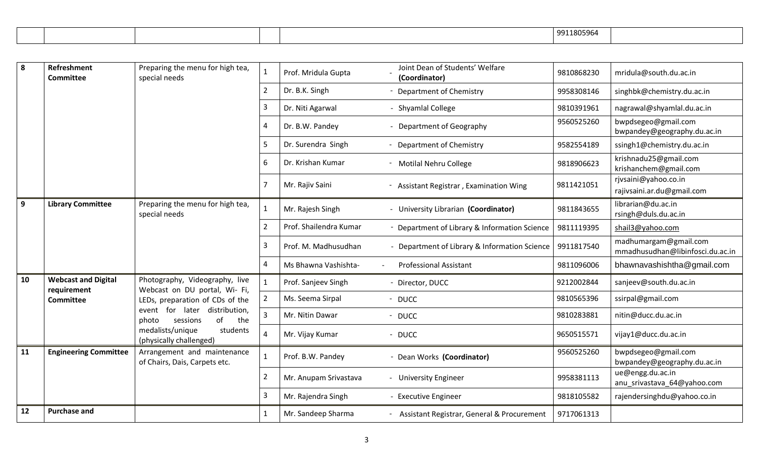| | | | | | 9911805964 | |
|---|---|---|---|---|---|---|
| **8** | **Refreshment Committee** | Preparing the menu for high tea, special needs | 1 | Prof. Mridula Gupta - Joint Dean of Students' Welfare **(Coordinator)** | 9810868230 | mridula@south.du.ac.in |
| | | | 2 | Dr. B.K. Singh - Department of Chemistry | 9958308146 | singhbk@chemistry.du.ac.in |
| | | | 3 | Dr. Niti Agarwal - Shyamlal College | 9810391961 | nagrawal@shyamlal.du.ac.in |
| | | | 4 | Dr. B.W. Pandey - Department of Geography | 9560525260 | bwpdsegeo@gmail.com bwpandey@geography.du.ac.in |
| | | | 5 | Dr. Surendra Singh - Department of Chemistry | 9582554189 | ssingh1@chemistry.du.ac.in |
| | | | 6 | Dr. Krishan Kumar - Motilal Nehru College | 9818906623 | krishnadu25@gmail.com krishanchem@gmail.com |
| | | | 7 | Mr. Rajiv Saini - Assistant Registrar , Examination Wing | 9811421051 | rjvsaini@yahoo.co.in rajivsaini.ar.du@gmail.com |
| **9** | **Library Committee** | Preparing the menu for high tea, special needs | 1 | Mr. Rajesh Singh - University Librarian **(Coordinator)** | 9811843655 | librarian@du.ac.in rsingh@duls.du.ac.in |
| | | | 2 | Prof. Shailendra Kumar - Department of Library & Information Science | 9811119395 | shail3@yahoo.com |
| | | | 3 | Prof. M. Madhusudhan - Department of Library & Information Science | 9911817540 | madhumargam@gmail.com mmadhusudhan@libinfosci.du.ac.in |
| | | | 4 | Ms Bhawna Vashishta- - Professional Assistant | 9811096006 | bhawnavashishtha@gmail.com |
| **10** | **Webcast and Digital requirement Committee** | Photography, Videography, live Webcast on DU portal, Wi- Fi, LEDs, preparation of CDs of the event for later distribution, photo sessions of the medalists/unique students (physically challenged) | 1 | Prof. Sanjeev Singh - Director, DUCC | 9212002844 | sanjeev@south.du.ac.in |
| | | | 2 | Ms. Seema Sirpal - DUCC | 9810565396 | ssirpal@gmail.com |
| | | | 3 | Mr. Nitin Dawar - DUCC | 9810283881 | nitin@ducc.du.ac.in |
| | | | 4 | Mr. Vijay Kumar - DUCC | 9650515571 | vijay1@ducc.du.ac.in |
| **11** | **Engineering Committee** | Arrangement and maintenance of Chairs, Dais, Carpets etc. | 1 | Prof. B.W. Pandey - Dean Works **(Coordinator)** | 9560525260 | bwpdsegeo@gmail.com bwpandey@geography.du.ac.in |
| | | | 2 | Mr. Anupam Srivastava - University Engineer | 9958381113 | ue@engg.du.ac.in anu_srivastava_64@yahoo.com |
| | | | 3 | Mr. Rajendra Singh - Executive Engineer | 9818105582 | rajendersinghdu@yahoo.co.in |
| **12** | **Purchase and** | | 1 | Mr. Sandeep Sharma - Assistant Registrar, General & Procurement | 9717061313 | |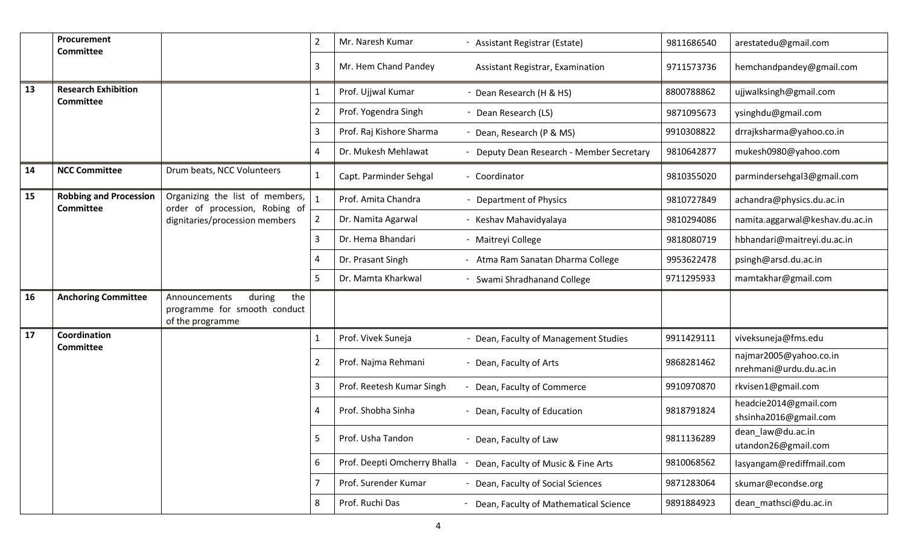|  | Procurement Committee |  | 2 | Mr. Naresh Kumar - Assistant Registrar (Estate) | 9811686540 | arestatedu@gmail.com |
|---|---|---|---|---|---|---|
|  |  |  | 3 | Mr. Hem Chand Pandey Assistant Registrar, Examination | 9711573736 | hemchandpandey@gmail.com |
| 13 | Research Exhibition Committee |  | 1 | Prof. Ujjwal Kumar - Dean Research (H & HS) | 8800788862 | ujjwalksingh@gmail.com |
|  |  |  | 2 | Prof. Yogendra Singh - Dean Research (LS) | 9871095673 | ysinghdu@gmail.com |
|  |  |  | 3 | Prof. Raj Kishore Sharma - Dean, Research (P & MS) | 9910308822 | drrajksharma@yahoo.co.in |
|  |  |  | 4 | Dr. Mukesh Mehlawat - Deputy Dean Research - Member Secretary | 9810642877 | mukesh0980@yahoo.com |
| 14 | NCC Committee | Drum beats, NCC Volunteers | 1 | Capt. Parminder Sehgal - Coordinator | 9810355020 | parmindersehgal3@gmail.com |
| 15 | Robbing and Procession Committee | Organizing the list of members, order of procession, Robing of dignitaries/procession members | 1 | Prof. Amita Chandra - Department of Physics | 9810727849 | achandra@physics.du.ac.in |
|  |  |  | 2 | Dr. Namita Agarwal - Keshav Mahavidyalaya | 9810294086 | namita.aggarwal@keshav.du.ac.in |
|  |  |  | 3 | Dr. Hema Bhandari - Maitreyi College | 9818080719 | hbhandari@maitreyi.du.ac.in |
|  |  |  | 4 | Dr. Prasant Singh - Atma Ram Sanatan Dharma College | 9953622478 | psingh@arsd.du.ac.in |
|  |  |  | 5 | Dr. Mamta Kharkwal - Swami Shradhanand College | 9711295933 | mamtakhar@gmail.com |
| 16 | Anchoring Committee | Announcements during the programme for smooth conduct of the programme |  |  |  |  |
| 17 | Coordination Committee |  | 1 | Prof. Vivek Suneja - Dean, Faculty of Management Studies | 9911429111 | viveksuneja@fms.edu |
|  |  |  | 2 | Prof. Najma Rehmani - Dean, Faculty of Arts | 9868281462 | najmar2005@yahoo.co.in nrehmani@urdu.du.ac.in |
|  |  |  | 3 | Prof. Reetesh Kumar Singh - Dean, Faculty of Commerce | 9910970870 | rkvisen1@gmail.com |
|  |  |  | 4 | Prof. Shobha Sinha - Dean, Faculty of Education | 9818791824 | headcie2014@gmail.com shsinha2016@gmail.com |
|  |  |  | 5 | Prof. Usha Tandon - Dean, Faculty of Law | 9811136289 | dean_law@du.ac.in utandon26@gmail.com |
|  |  |  | 6 | Prof. Deepti Omcherry Bhalla - Dean, Faculty of Music & Fine Arts | 9810068562 | lasyangam@rediffmail.com |
|  |  |  | 7 | Prof. Surender Kumar - Dean, Faculty of Social Sciences | 9871283064 | skumar@econdse.org |
|  |  |  | 8 | Prof. Ruchi Das - Dean, Faculty of Mathematical Science | 9891884923 | dean_mathsci@du.ac.in |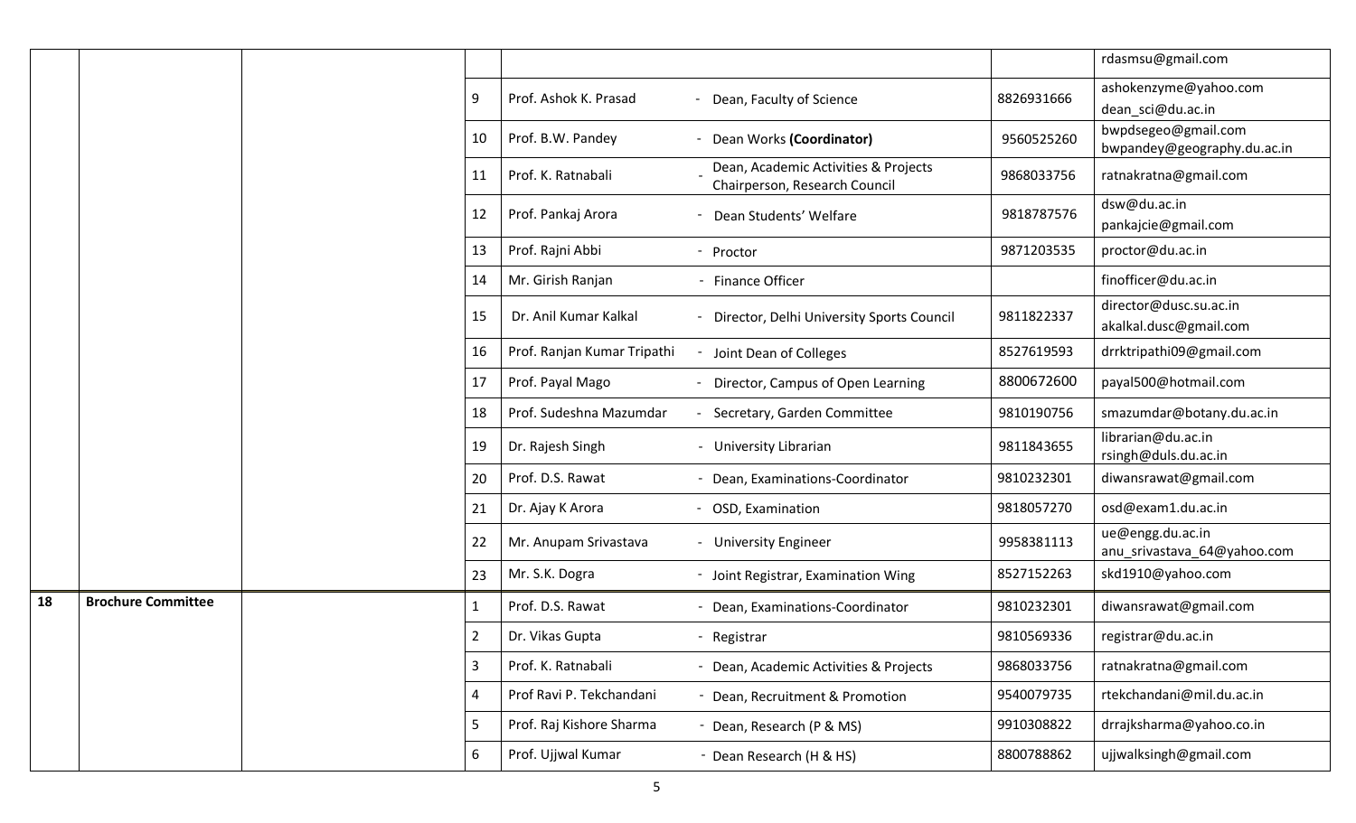| | | | | | | |
|---|---|---|---|---|---|---|
| | | | | | | rdasmsu@gmail.com |
| | | | 9 | Prof. Ashok K. Prasad - Dean, Faculty of Science | 8826931666 | ashokenzyme@yahoo.com dean_sci@du.ac.in |
| | | | 10 | Prof. B.W. Pandey - Dean Works **(Coordinator)** | 9560525260 | bwpdsegeo@gmail.com bwpandey@geography.du.ac.in |
| | | | 11 | Prof. K. Ratnabali - Dean, Academic Activities & Projects Chairperson, Research Council | 9868033756 | ratnakratna@gmail.com |
| | | | 12 | Prof. Pankaj Arora - Dean Students' Welfare | 9818787576 | dsw@du.ac.in pankajcie@gmail.com |
| | | | 13 | Prof. Rajni Abbi - Proctor | 9871203535 | proctor@du.ac.in |
| | | | 14 | Mr. Girish Ranjan - Finance Officer | | finofficer@du.ac.in |
| | | | 15 | Dr. Anil Kumar Kalkal - Director, Delhi University Sports Council | 9811822337 | director@dusc.su.ac.in akalkal.dusc@gmail.com |
| | | | 16 | Prof. Ranjan Kumar Tripathi - Joint Dean of Colleges | 8527619593 | drrktripathi09@gmail.com |
| | | | 17 | Prof. Payal Mago - Director, Campus of Open Learning | 8800672600 | payal500@hotmail.com |
| | | | 18 | Prof. Sudeshna Mazumdar - Secretary, Garden Committee | 9810190756 | smazumdar@botany.du.ac.in |
| | | | 19 | Dr. Rajesh Singh - University Librarian | 9811843655 | librarian@du.ac.in rsingh@duls.du.ac.in |
| | | | 20 | Prof. D.S. Rawat - Dean, Examinations-Coordinator | 9810232301 | diwansrawat@gmail.com |
| | | | 21 | Dr. Ajay K Arora - OSD, Examination | 9818057270 | osd@exam1.du.ac.in |
| | | | 22 | Mr. Anupam Srivastava - University Engineer | 9958381113 | ue@engg.du.ac.in anu_srivastava_64@yahoo.com |
| | | | 23 | Mr. S.K. Dogra - Joint Registrar, Examination Wing | 8527152263 | skd1910@yahoo.com |
| **18** | **Brochure Committee** | | 1 | Prof. D.S. Rawat - Dean, Examinations-Coordinator | 9810232301 | diwansrawat@gmail.com |
| | | | 2 | Dr. Vikas Gupta - Registrar | 9810569336 | registrar@du.ac.in |
| | | | 3 | Prof. K. Ratnabali - Dean, Academic Activities & Projects | 9868033756 | ratnakratna@gmail.com |
| | | | 4 | Prof Ravi P. Tekchandani - Dean, Recruitment & Promotion | 9540079735 | rtekchandani@mil.du.ac.in |
| | | | 5 | Prof. Raj Kishore Sharma - Dean, Research (P & MS) | 9910308822 | drrajksharma@yahoo.co.in |
| | | | 6 | Prof. Ujjwal Kumar - Dean Research (H & HS) | 8800788862 | ujjwalksingh@gmail.com |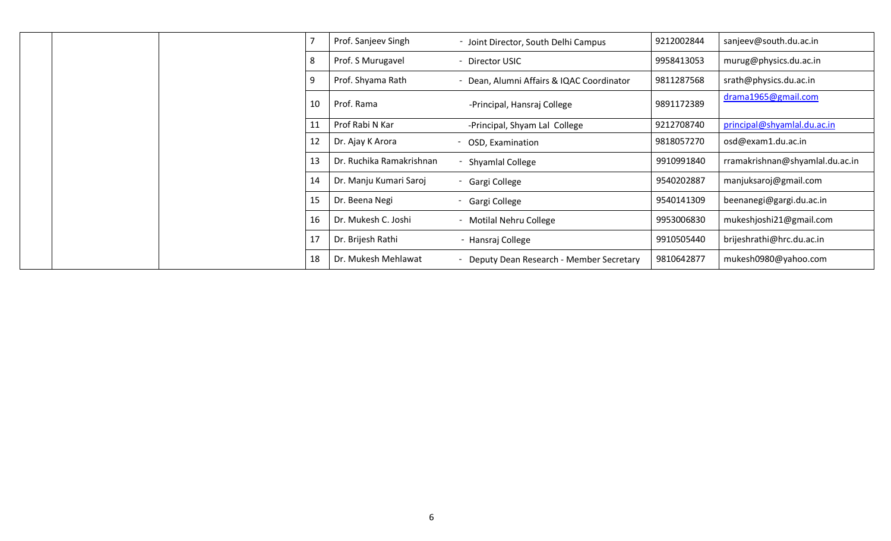| | | | | | | | |
|---|---|---|---|---|---|---|---|
| | | | 7 | Prof. Sanjeev Singh | - Joint Director, South Delhi Campus | 9212002844 | sanjeev@south.du.ac.in |
| | | | 8 | Prof. S Murugavel | - Director USIC | 9958413053 | murug@physics.du.ac.in |
| | | | 9 | Prof. Shyama Rath | - Dean, Alumni Affairs & IQAC Coordinator | 9811287568 | srath@physics.du.ac.in |
| | | | 10 | Prof. Rama | -Principal, Hansraj College | 9891172389 | drama1965@gmail.com |
| | | | 11 | Prof Rabi N Kar | -Principal, Shyam Lal College | 9212708740 | principal@shyamlal.du.ac.in |
| | | | 12 | Dr. Ajay K Arora | - OSD, Examination | 9818057270 | osd@exam1.du.ac.in |
| | | | 13 | Dr. Ruchika Ramakrishnan | - Shyamlal College | 9910991840 | rramakrishnan@shyamlal.du.ac.in |
| | | | 14 | Dr. Manju Kumari Saroj | - Gargi College | 9540202887 | manjuksaroj@gmail.com |
| | | | 15 | Dr. Beena Negi | - Gargi College | 9540141309 | beenanegi@gargi.du.ac.in |
| | | | 16 | Dr. Mukesh C. Joshi | - Motilal Nehru College | 9953006830 | mukeshjoshi21@gmail.com |
| | | | 17 | Dr. Brijesh Rathi | - Hansraj College | 9910505440 | brijeshrathi@hrc.du.ac.in |
| | | | 18 | Dr. Mukesh Mehlawat | - Deputy Dean Research - Member Secretary | 9810642877 | mukesh0980@yahoo.com |